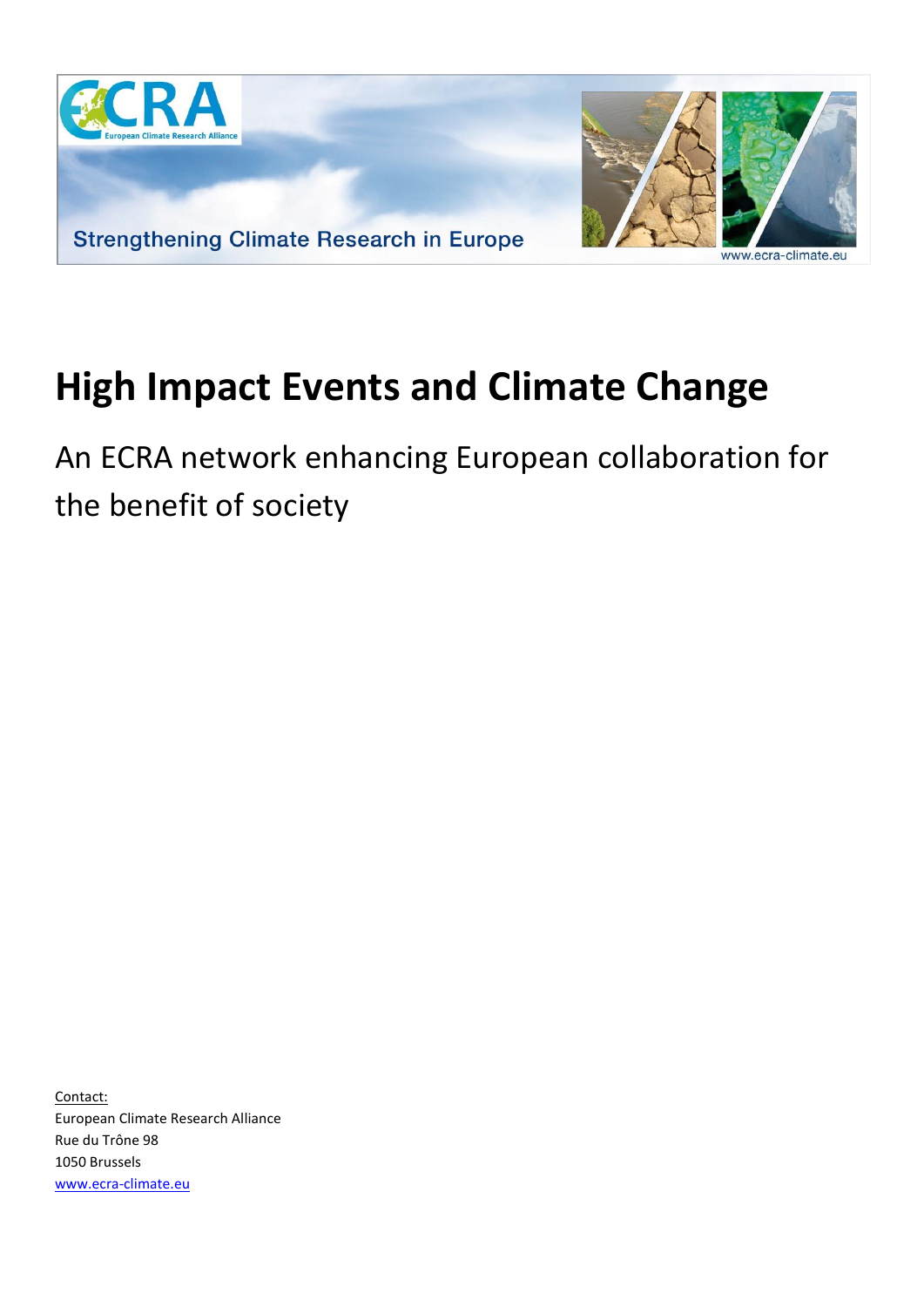ECRA European Climate Research Alliance

Strengthening Climate Research in Europe

www.ecra-climate.eu

# High Impact Events and Climate Change

An ECRA network enhancing European collaboration for the benefit of society

Contact:
European Climate Research Alliance
Rue du Trône 98
1050 Brussels
www.ecra-climate.eu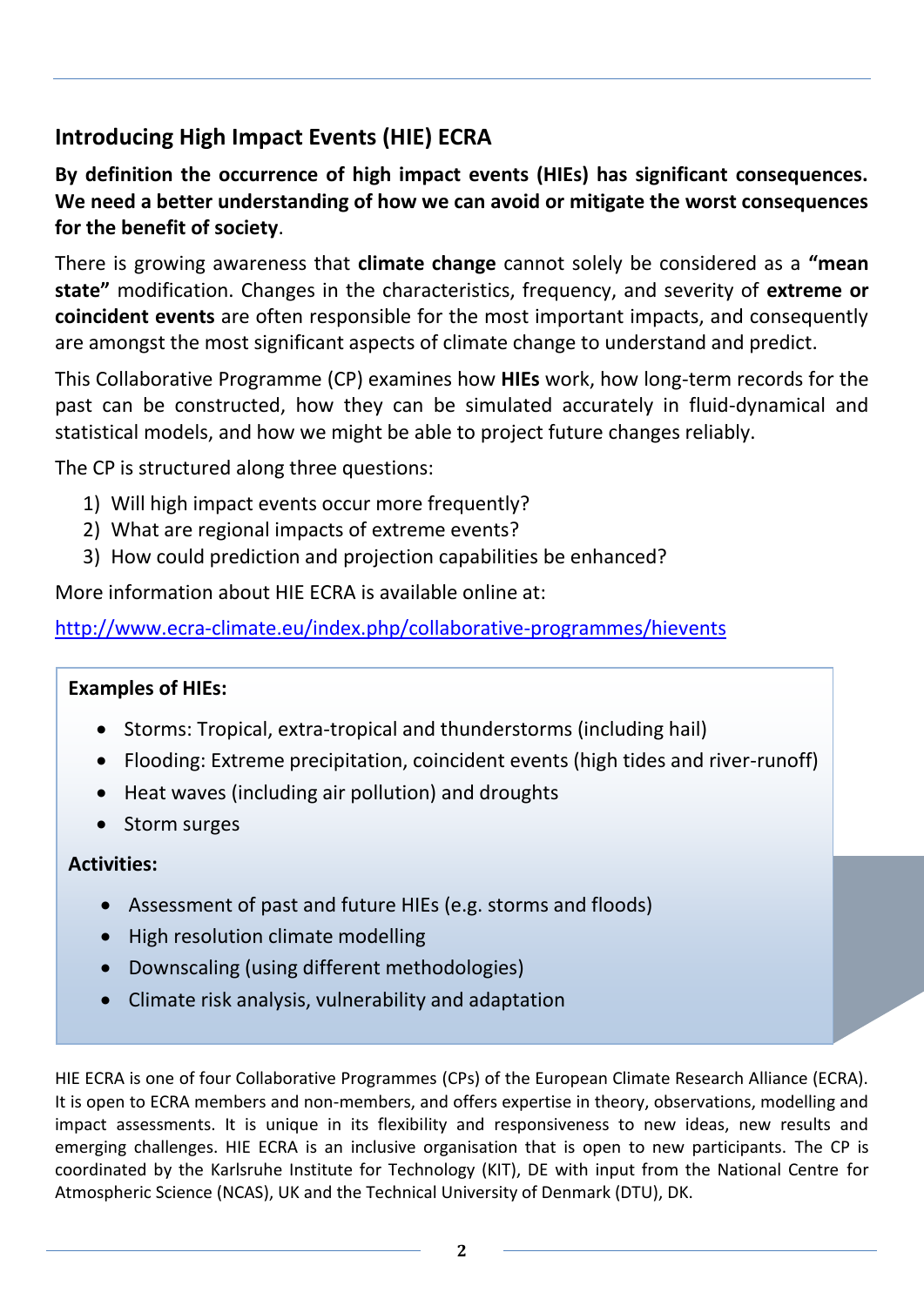## Introducing High Impact Events (HIE) ECRA

**By definition the occurrence of high impact events (HIEs) has significant consequences. We need a better understanding of how we can avoid or mitigate the worst consequences for the benefit of society**.

There is growing awareness that **climate change** cannot solely be considered as a **"mean state"** modification. Changes in the characteristics, frequency, and severity of **extreme or coincident events** are often responsible for the most important impacts, and consequently are amongst the most significant aspects of climate change to understand and predict.

This Collaborative Programme (CP) examines how **HIEs** work, how long-term records for the past can be constructed, how they can be simulated accurately in fluid-dynamical and statistical models, and how we might be able to project future changes reliably.

The CP is structured along three questions:

1) Will high impact events occur more frequently?
2) What are regional impacts of extreme events?
3) How could prediction and projection capabilities be enhanced?

More information about HIE ECRA is available online at:

http://www.ecra-climate.eu/index.php/collaborative-programmes/hievents

**Examples of HIEs:**

- Storms: Tropical, extra-tropical and thunderstorms (including hail)
- Flooding: Extreme precipitation, coincident events (high tides and river-runoff)
- Heat waves (including air pollution) and droughts
- Storm surges

**Activities:**

- Assessment of past and future HIEs (e.g. storms and floods)
- High resolution climate modelling
- Downscaling (using different methodologies)
- Climate risk analysis, vulnerability and adaptation

HIE ECRA is one of four Collaborative Programmes (CPs) of the European Climate Research Alliance (ECRA). It is open to ECRA members and non-members, and offers expertise in theory, observations, modelling and impact assessments. It is unique in its flexibility and responsiveness to new ideas, new results and emerging challenges. HIE ECRA is an inclusive organisation that is open to new participants. The CP is coordinated by the Karlsruhe Institute for Technology (KIT), DE with input from the National Centre for Atmospheric Science (NCAS), UK and the Technical University of Denmark (DTU), DK.